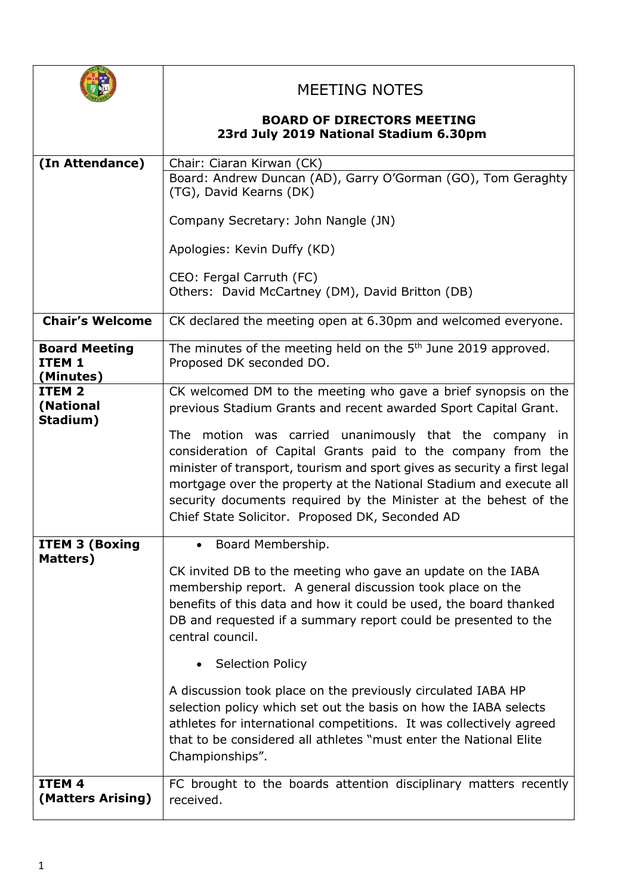| | MEETING NOTES<br><br>**BOARD OF DIRECTORS MEETING**<br>**23rd July 2019 National Stadium 6.30pm** |
|---|---|
| **(In Attendance)** | Chair: Ciaran Kirwan (CK)<br>Board: Andrew Duncan (AD), Garry O'Gorman (GO), Tom Geraghty (TG), David Kearns (DK)<br><br>Company Secretary: John Nangle (JN)<br><br>Apologies: Kevin Duffy (KD)<br><br>CEO: Fergal Carruth (FC)<br>Others: David McCartney (DM), David Britton (DB) |
| **Chair's Welcome** | CK declared the meeting open at 6.30pm and welcomed everyone. |
| **Board Meeting ITEM 1 (Minutes)** | The minutes of the meeting held on the 5th June 2019 approved. Proposed DK seconded DO. |
| **ITEM 2 (National Stadium)** | CK welcomed DM to the meeting who gave a brief synopsis on the previous Stadium Grants and recent awarded Sport Capital Grant.<br><br>The motion was carried unanimously that the company in consideration of Capital Grants paid to the company from the minister of transport, tourism and sport gives as security a first legal mortgage over the property at the National Stadium and execute all security documents required by the Minister at the behest of the Chief State Solicitor. Proposed DK, Seconded AD |
| **ITEM 3 (Boxing Matters)** | • Board Membership.<br><br>CK invited DB to the meeting who gave an update on the IABA membership report. A general discussion took place on the benefits of this data and how it could be used, the board thanked DB and requested if a summary report could be presented to the central council.<br><br>• Selection Policy<br><br>A discussion took place on the previously circulated IABA HP selection policy which set out the basis on how the IABA selects athletes for international competitions. It was collectively agreed that to be considered all athletes "must enter the National Elite Championships". |
| **ITEM 4 (Matters Arising)** | FC brought to the boards attention disciplinary matters recently received. |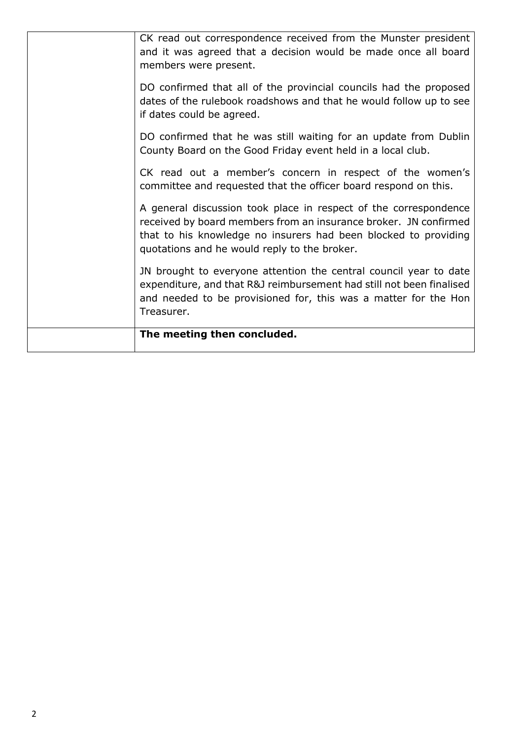| | |
|---|---|
| | CK read out correspondence received from the Munster president and it was agreed that a decision would be made once all board members were present.<br><br>DO confirmed that all of the provincial councils had the proposed dates of the rulebook roadshows and that he would follow up to see if dates could be agreed.<br><br>DO confirmed that he was still waiting for an update from Dublin County Board on the Good Friday event held in a local club.<br><br>CK read out a member's concern in respect of the women's committee and requested that the officer board respond on this.<br><br>A general discussion took place in respect of the correspondence received by board members from an insurance broker. JN confirmed that to his knowledge no insurers had been blocked to providing quotations and he would reply to the broker.<br><br>JN brought to everyone attention the central council year to date expenditure, and that R&J reimbursement had still not been finalised and needed to be provisioned for, this was a matter for the Hon Treasurer. |
| | **The meeting then concluded.** |